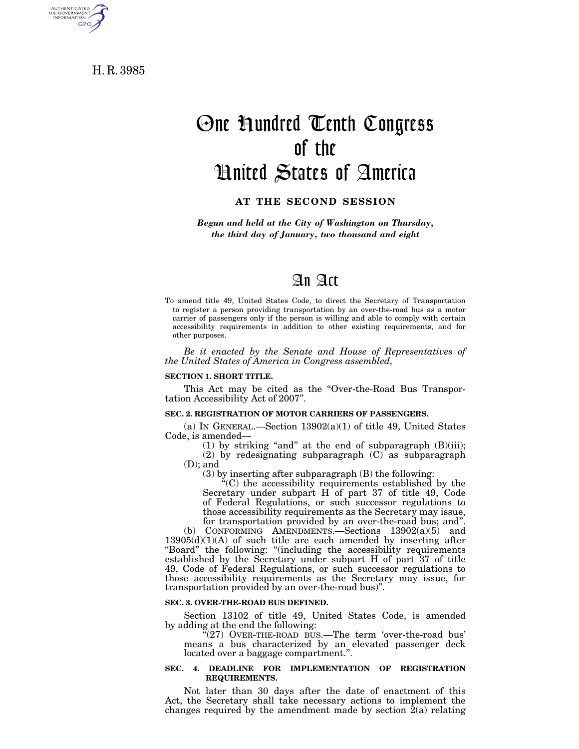H. R. 3985

# One Hundred Tenth Congress of the United States of America

## AT THE SECOND SESSION

*Begun and held at the City of Washington on Thursday, the third day of January, two thousand and eight*

# An Act

To amend title 49, United States Code, to direct the Secretary of Transportation to register a person providing transportation by an over-the-road bus as a motor carrier of passengers only if the person is willing and able to comply with certain accessibility requirements in addition to other existing requirements, and for other purposes.

*Be it enacted by the Senate and House of Representatives of the United States of America in Congress assembled,*

**SECTION 1. SHORT TITLE.**

This Act may be cited as the "Over-the-Road Bus Transportation Accessibility Act of 2007".

**SEC. 2. REGISTRATION OF MOTOR CARRIERS OF PASSENGERS.**

(a) IN GENERAL.—Section 13902(a)(1) of title 49, United States Code, is amended—

(1) by striking "and" at the end of subparagraph (B)(iii);

(2) by redesignating subparagraph (C) as subparagraph (D); and

(3) by inserting after subparagraph (B) the following:

"(C) the accessibility requirements established by the Secretary under subpart H of part 37 of title 49, Code of Federal Regulations, or such successor regulations to those accessibility requirements as the Secretary may issue, for transportation provided by an over-the-road bus; and".

(b) CONFORMING AMENDMENTS.—Sections 13902(a)(5) and 13905(d)(1)(A) of such title are each amended by inserting after "Board" the following: "(including the accessibility requirements established by the Secretary under subpart H of part 37 of title 49, Code of Federal Regulations, or such successor regulations to those accessibility requirements as the Secretary may issue, for transportation provided by an over-the-road bus)".

**SEC. 3. OVER-THE-ROAD BUS DEFINED.**

Section 13102 of title 49, United States Code, is amended by adding at the end the following:

"(27) OVER-THE-ROAD BUS.—The term 'over-the-road bus' means a bus characterized by an elevated passenger deck located over a baggage compartment.".

**SEC. 4. DEADLINE FOR IMPLEMENTATION OF REGISTRATION REQUIREMENTS.**

Not later than 30 days after the date of enactment of this Act, the Secretary shall take necessary actions to implement the changes required by the amendment made by section 2(a) relating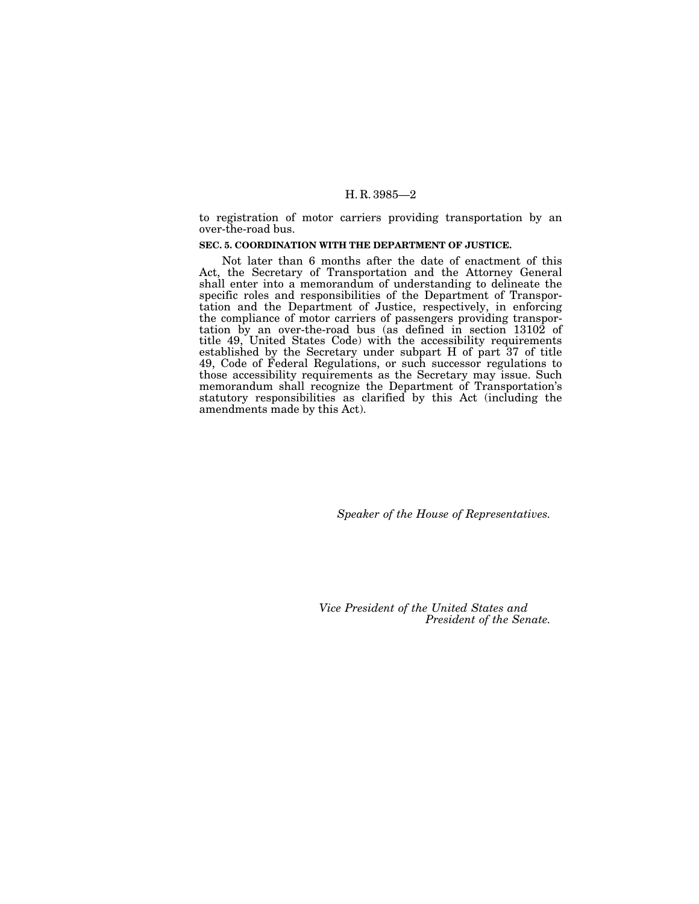to registration of motor carriers providing transportation by an over-the-road bus.

**SEC. 5. COORDINATION WITH THE DEPARTMENT OF JUSTICE.**

Not later than 6 months after the date of enactment of this Act, the Secretary of Transportation and the Attorney General shall enter into a memorandum of understanding to delineate the specific roles and responsibilities of the Department of Transportation and the Department of Justice, respectively, in enforcing the compliance of motor carriers of passengers providing transportation by an over-the-road bus (as defined in section 13102 of title 49, United States Code) with the accessibility requirements established by the Secretary under subpart H of part 37 of title 49, Code of Federal Regulations, or such successor regulations to those accessibility requirements as the Secretary may issue. Such memorandum shall recognize the Department of Transportation's statutory responsibilities as clarified by this Act (including the amendments made by this Act).

*Speaker of the House of Representatives.*

*Vice President of the United States and President of the Senate.*